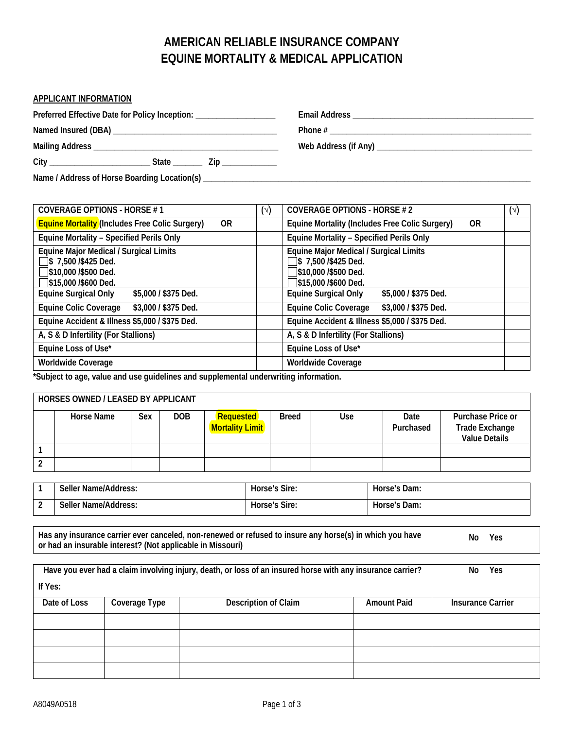# AMERICAN RELIABLE INSURANCE COMPANY
# EQUINE MORTALITY & MEDICAL APPLICATION

**APPLICANT INFORMATION**

**Preferred Effective Date for Policy Inception:** __________________

**Email Address** ___________________________________________

**Named Insured (DBA)** ______________________________________

**Phone #** ________________________________________________

**Mailing Address** __________________________________________

**Web Address (if Any)** _____________________________________

**City** ________________________ **State** _______ **Zip** ____________

**Name / Address of Horse Boarding Location(s)** ________________________________________________________________________________

| COVERAGE OPTIONS - HORSE # 1 | (√) | COVERAGE OPTIONS - HORSE # 2 | (√) |
|---|---|---|---|
| Equine Mortality (Includes Free Colic Surgery) OR | | Equine Mortality (Includes Free Colic Surgery) OR | |
| Equine Mortality – Specified Perils Only | | Equine Mortality – Specified Perils Only | |
| Equine Major Medical / Surgical Limits<br>☐ $ 7,500 /$425 Ded.<br>☐ $10,000 /$500 Ded.<br>☐ $15,000 /$600 Ded. | | Equine Major Medical / Surgical Limits<br>☐ $ 7,500 /$425 Ded.<br>☐ $10,000 /$500 Ded.<br>☐ $15,000 /$600 Ded. | |
| Equine Surgical Only $5,000 / $375 Ded. | | Equine Surgical Only $5,000 / $375 Ded. | |
| Equine Colic Coverage $3,000 / $375 Ded. | | Equine Colic Coverage $3,000 / $375 Ded. | |
| Equine Accident & Illness $5,000 / $375 Ded. | | Equine Accident & Illness $5,000 / $375 Ded. | |
| A, S & D Infertility (For Stallions) | | A, S & D Infertility (For Stallions) | |
| Equine Loss of Use* | | Equine Loss of Use* | |
| Worldwide Coverage | | Worldwide Coverage | |

**\*Subject to age, value and use guidelines and supplemental underwriting information.**

| HORSES OWNED / LEASED BY APPLICANT | | | | | | | | |
|---|---|---|---|---|---|---|---|---|
| | Horse Name | Sex | DOB | Requested Mortality Limit | Breed | Use | Date Purchased | Purchase Price or Trade Exchange Value Details |
| 1 | | | | | | | | |
| 2 | | | | | | | | |

| | Seller Name/Address: | Horse's Sire: | Horse's Dam: |
|---|---|---|---|
| 1 | Seller Name/Address: | Horse's Sire: | Horse's Dam: |
| 2 | Seller Name/Address: | Horse's Sire: | Horse's Dam: |

| Has any insurance carrier ever canceled, non-renewed or refused to insure any horse(s) in which you have or had an insurable interest? (Not applicable in Missouri) | No Yes |
|---|---|

| Have you ever had a claim involving injury, death, or loss of an insured horse with any insurance carrier? | | | | No Yes |
|---|---|---|---|---|
| If Yes: | | | | |
| Date of Loss | Coverage Type | Description of Claim | Amount Paid | Insurance Carrier |
| | | | | |
| | | | | |
| | | | | |
| | | | | |

A8049A0518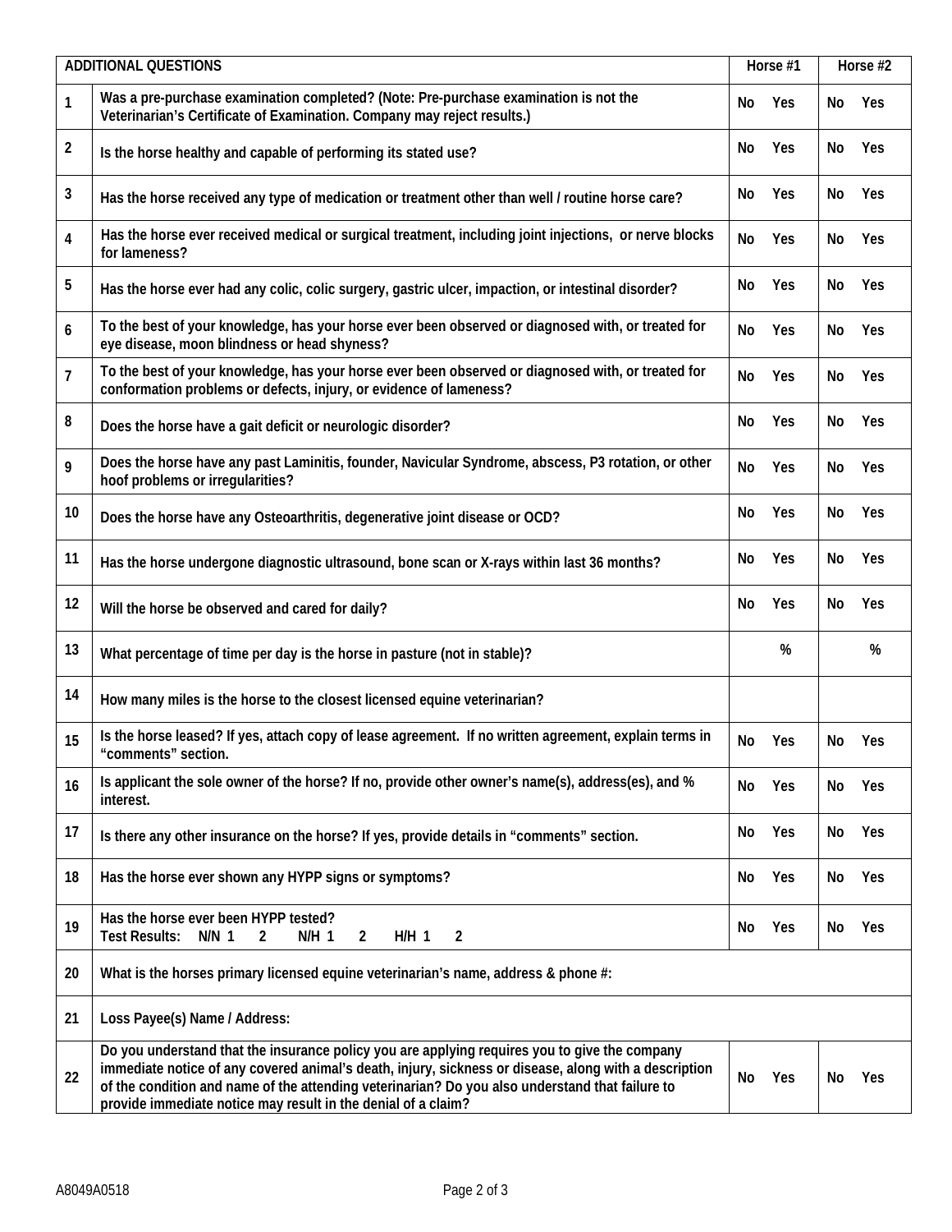| | ADDITIONAL QUESTIONS | Horse #1 | Horse #2 |
|---|---|---|---|
| 1 | Was a pre-purchase examination completed? (Note: Pre-purchase examination is not the Veterinarian's Certificate of Examination. Company may reject results.) | No Yes | No Yes |
| 2 | Is the horse healthy and capable of performing its stated use? | No Yes | No Yes |
| 3 | Has the horse received any type of medication or treatment other than well / routine horse care? | No Yes | No Yes |
| 4 | Has the horse ever received medical or surgical treatment, including joint injections, or nerve blocks for lameness? | No Yes | No Yes |
| 5 | Has the horse ever had any colic, colic surgery, gastric ulcer, impaction, or intestinal disorder? | No Yes | No Yes |
| 6 | To the best of your knowledge, has your horse ever been observed or diagnosed with, or treated for eye disease, moon blindness or head shyness? | No Yes | No Yes |
| 7 | To the best of your knowledge, has your horse ever been observed or diagnosed with, or treated for conformation problems or defects, injury, or evidence of lameness? | No Yes | No Yes |
| 8 | Does the horse have a gait deficit or neurologic disorder? | No Yes | No Yes |
| 9 | Does the horse have any past Laminitis, founder, Navicular Syndrome, abscess, P3 rotation, or other hoof problems or irregularities? | No Yes | No Yes |
| 10 | Does the horse have any Osteoarthritis, degenerative joint disease or OCD? | No Yes | No Yes |
| 11 | Has the horse undergone diagnostic ultrasound, bone scan or X-rays within last 36 months? | No Yes | No Yes |
| 12 | Will the horse be observed and cared for daily? | No Yes | No Yes |
| 13 | What percentage of time per day is the horse in pasture (not in stable)? | % | % |
| 14 | How many miles is the horse to the closest licensed equine veterinarian? | | |
| 15 | Is the horse leased? If yes, attach copy of lease agreement. If no written agreement, explain terms in "comments" section. | No Yes | No Yes |
| 16 | Is applicant the sole owner of the horse? If no, provide other owner's name(s), address(es), and % interest. | No Yes | No Yes |
| 17 | Is there any other insurance on the horse? If yes, provide details in "comments" section. | No Yes | No Yes |
| 18 | Has the horse ever shown any HYPP signs or symptoms? | No Yes | No Yes |
| 19 | Has the horse ever been HYPP tested? Test Results: N/N 1 2 N/H 1 2 H/H 1 2 | No Yes | No Yes |
| 20 | What is the horses primary licensed equine veterinarian's name, address & phone #: | | |
| 21 | Loss Payee(s) Name / Address: | | |
| 22 | Do you understand that the insurance policy you are applying requires you to give the company immediate notice of any covered animal's death, injury, sickness or disease, along with a description of the condition and name of the attending veterinarian? Do you also understand that failure to provide immediate notice may result in the denial of a claim? | No Yes | No Yes |

A8049A0518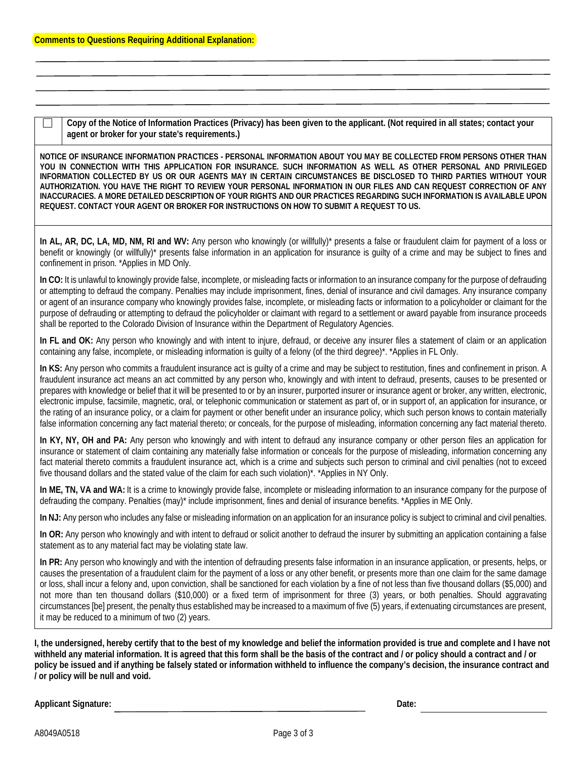**Comments to Questions Requiring Additional Explanation:**

______________________________________________________________________________

______________________________________________________________________________

______________________________________________________________________________

______________________________________________________________________________

☐ **Copy of the Notice of Information Practices (Privacy) has been given to the applicant. (Not required in all states; contact your agent or broker for your state's requirements.)**

**NOTICE OF INSURANCE INFORMATION PRACTICES - PERSONAL INFORMATION ABOUT YOU MAY BE COLLECTED FROM PERSONS OTHER THAN YOU IN CONNECTION WITH THIS APPLICATION FOR INSURANCE. SUCH INFORMATION AS WELL AS OTHER PERSONAL AND PRIVILEGED INFORMATION COLLECTED BY US OR OUR AGENTS MAY IN CERTAIN CIRCUMSTANCES BE DISCLOSED TO THIRD PARTIES WITHOUT YOUR AUTHORIZATION. YOU HAVE THE RIGHT TO REVIEW YOUR PERSONAL INFORMATION IN OUR FILES AND CAN REQUEST CORRECTION OF ANY INACCURACIES. A MORE DETAILED DESCRIPTION OF YOUR RIGHTS AND OUR PRACTICES REGARDING SUCH INFORMATION IS AVAILABLE UPON REQUEST. CONTACT YOUR AGENT OR BROKER FOR INSTRUCTIONS ON HOW TO SUBMIT A REQUEST TO US.**

**In AL, AR, DC, LA, MD, NM, RI and WV:** Any person who knowingly (or willfully)* presents a false or fraudulent claim for payment of a loss or benefit or knowingly (or willfully)* presents false information in an application for insurance is guilty of a crime and may be subject to fines and confinement in prison. *Applies in MD Only.

**In CO:** It is unlawful to knowingly provide false, incomplete, or misleading facts or information to an insurance company for the purpose of defrauding or attempting to defraud the company. Penalties may include imprisonment, fines, denial of insurance and civil damages. Any insurance company or agent of an insurance company who knowingly provides false, incomplete, or misleading facts or information to a policyholder or claimant for the purpose of defrauding or attempting to defraud the policyholder or claimant with regard to a settlement or award payable from insurance proceeds shall be reported to the Colorado Division of Insurance within the Department of Regulatory Agencies.

**In FL and OK:** Any person who knowingly and with intent to injure, defraud, or deceive any insurer files a statement of claim or an application containing any false, incomplete, or misleading information is guilty of a felony (of the third degree)*. *Applies in FL Only.

**In KS:** Any person who commits a fraudulent insurance act is guilty of a crime and may be subject to restitution, fines and confinement in prison. A fraudulent insurance act means an act committed by any person who, knowingly and with intent to defraud, presents, causes to be presented or prepares with knowledge or belief that it will be presented to or by an insurer, purported insurer or insurance agent or broker, any written, electronic, electronic impulse, facsimile, magnetic, oral, or telephonic communication or statement as part of, or in support of, an application for insurance, or the rating of an insurance policy, or a claim for payment or other benefit under an insurance policy, which such person knows to contain materially false information concerning any fact material thereto; or conceals, for the purpose of misleading, information concerning any fact material thereto.

**In KY, NY, OH and PA:** Any person who knowingly and with intent to defraud any insurance company or other person files an application for insurance or statement of claim containing any materially false information or conceals for the purpose of misleading, information concerning any fact material thereto commits a fraudulent insurance act, which is a crime and subjects such person to criminal and civil penalties (not to exceed five thousand dollars and the stated value of the claim for each such violation)*. *Applies in NY Only.

**In ME, TN, VA and WA:** It is a crime to knowingly provide false, incomplete or misleading information to an insurance company for the purpose of defrauding the company. Penalties (may)* include imprisonment, fines and denial of insurance benefits. *Applies in ME Only.

**In NJ:** Any person who includes any false or misleading information on an application for an insurance policy is subject to criminal and civil penalties.

**In OR:** Any person who knowingly and with intent to defraud or solicit another to defraud the insurer by submitting an application containing a false statement as to any material fact may be violating state law.

**In PR:** Any person who knowingly and with the intention of defrauding presents false information in an insurance application, or presents, helps, or causes the presentation of a fraudulent claim for the payment of a loss or any other benefit, or presents more than one claim for the same damage or loss, shall incur a felony and, upon conviction, shall be sanctioned for each violation by a fine of not less than five thousand dollars ($5,000) and not more than ten thousand dollars ($10,000) or a fixed term of imprisonment for three (3) years, or both penalties. Should aggravating circumstances [be] present, the penalty thus established may be increased to a maximum of five (5) years, if extenuating circumstances are present, it may be reduced to a minimum of two (2) years.

**I, the undersigned, hereby certify that to the best of my knowledge and belief the information provided is true and complete and I have not withheld any material information. It is agreed that this form shall be the basis of the contract and / or policy should a contract and / or policy be issued and if anything be falsely stated or information withheld to influence the company's decision, the insurance contract and / or policy will be null and void.**

**Applicant Signature:** ______________________________ **Date:** ____________________

A8049A0518